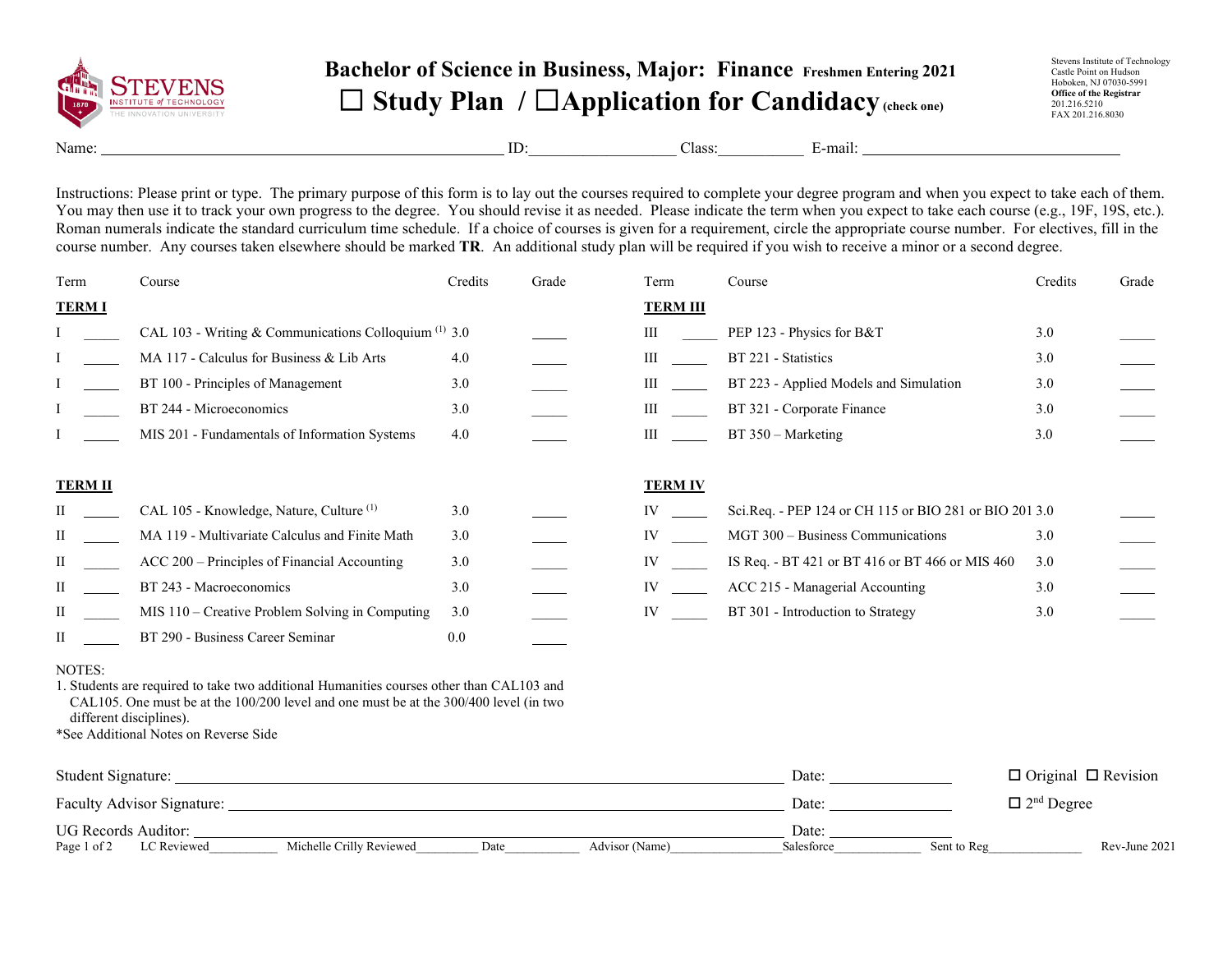# Bachelor of Science in Business, Major: Finance Freshmen Entering 2021

## ☐ Study Plan / ☐ Application for Candidacy (check one)

Stevens Institute of Technology
Castle Point on Hudson
Hoboken, NJ 07030-5991
**Office of the Registrar**
201.216.5210
FAX 201.216.8030

Name: ____________________ ID: __________ Class: ________ E-mail: ____________________

Instructions: Please print or type. The primary purpose of this form is to lay out the courses required to complete your degree program and when you expect to take each of them. You may then use it to track your own progress to the degree. You should revise it as needed. Please indicate the term when you expect to take each course (e.g., 19F, 19S, etc.). Roman numerals indicate the standard curriculum time schedule. If a choice of courses is given for a requirement, circle the appropriate course number. For electives, fill in the course number. Any courses taken elsewhere should be marked **TR**. An additional study plan will be required if you wish to receive a minor or a second degree.

**TERM I**

| Term | | Course | Credits | Grade |
|---|---|---|---|---|
| I | _____ | CAL 103 - Writing & Communications Colloquium (1) | 3.0 | _____ |
| I | _____ | MA 117 - Calculus for Business & Lib Arts | 4.0 | _____ |
| I | _____ | BT 100 - Principles of Management | 3.0 | _____ |
| I | _____ | BT 244 - Microeconomics | 3.0 | _____ |
| I | _____ | MIS 201 - Fundamentals of Information Systems | 4.0 | _____ |

**TERM II**

| Term | | Course | Credits | Grade |
|---|---|---|---|---|
| II | _____ | CAL 105 - Knowledge, Nature, Culture (1) | 3.0 | _____ |
| II | _____ | MA 119 - Multivariate Calculus and Finite Math | 3.0 | _____ |
| II | _____ | ACC 200 – Principles of Financial Accounting | 3.0 | _____ |
| II | _____ | BT 243 - Macroeconomics | 3.0 | _____ |
| II | _____ | MIS 110 – Creative Problem Solving in Computing | 3.0 | _____ |
| II | _____ | BT 290 - Business Career Seminar | 0.0 | _____ |

**TERM III**

| Term | | Course | Credits | Grade |
|---|---|---|---|---|
| III | _____ | PEP 123 - Physics for B&T | 3.0 | _____ |
| III | _____ | BT 221 - Statistics | 3.0 | _____ |
| III | _____ | BT 223 - Applied Models and Simulation | 3.0 | _____ |
| III | _____ | BT 321 - Corporate Finance | 3.0 | _____ |
| III | _____ | BT 350 – Marketing | 3.0 | _____ |

**TERM IV**

| Term | | Course | Credits | Grade |
|---|---|---|---|---|
| IV | _____ | Sci.Req. - PEP 124 or CH 115 or BIO 281 or BIO 201 | 3.0 | _____ |
| IV | _____ | MGT 300 – Business Communications | 3.0 | _____ |
| IV | _____ | IS Req. - BT 421 or BT 416 or BT 466 or MIS 460 | 3.0 | _____ |
| IV | _____ | ACC 215 - Managerial Accounting | 3.0 | _____ |
| IV | _____ | BT 301 - Introduction to Strategy | 3.0 | _____ |

NOTES:

1. Students are required to take two additional Humanities courses other than CAL103 and CAL105. One must be at the 100/200 level and one must be at the 300/400 level (in two different disciplines).

*See Additional Notes on Reverse Side

Student Signature: ______________________________ Date: __________ ☐ Original ☐ Revision

Faculty Advisor Signature: ______________________________ Date: __________ ☐ 2nd Degree

UG Records Auditor: ______________________________ Date: __________

LC Reviewed__________ Michelle Crilly Reviewed_________ Date___________ Advisor (Name)________________ Salesforce_____________ Sent to Reg______________ Rev-June 2021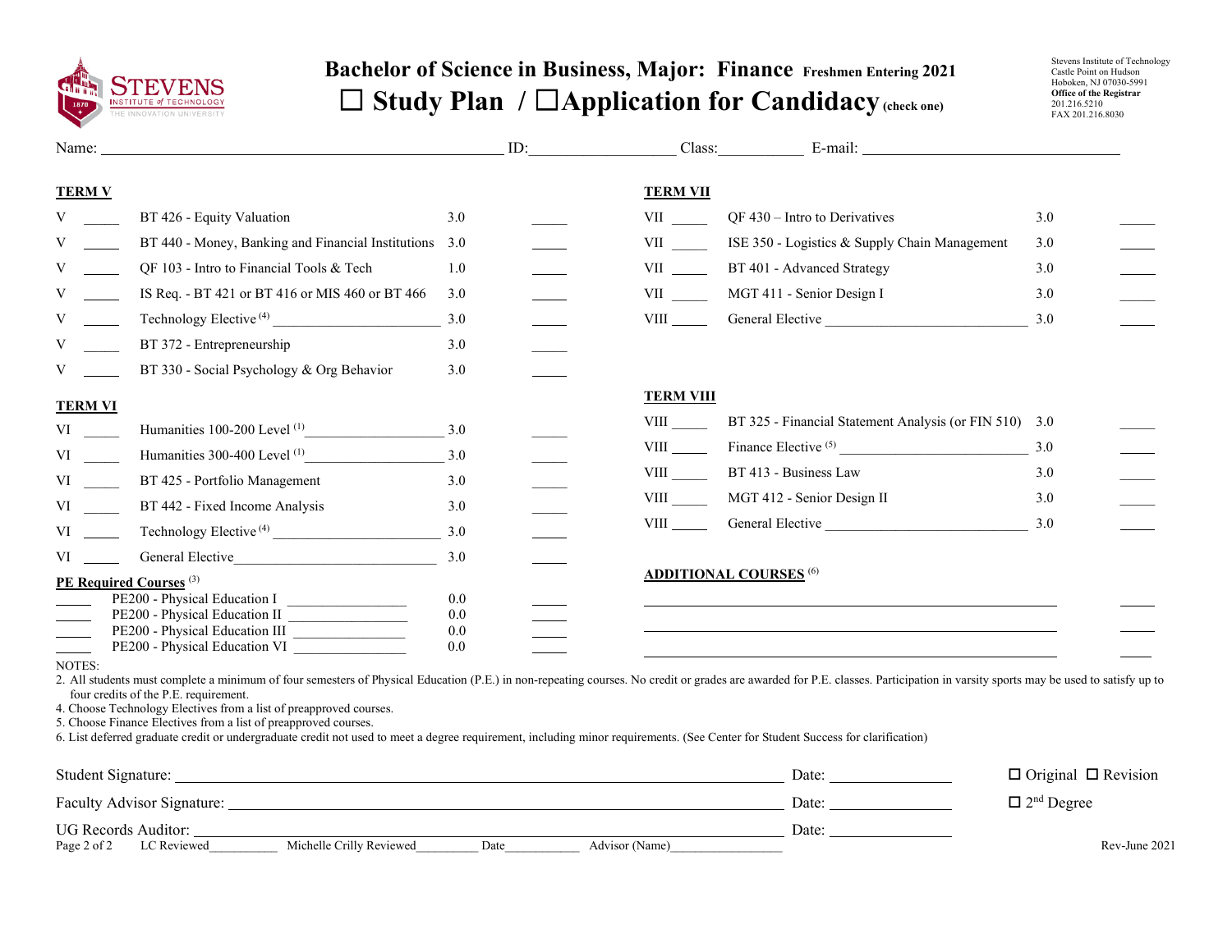# Bachelor of Science in Business, Major: Finance Freshmen Entering 2021

## ☐ Study Plan / ☐Application for Candidacy (check one)

Stevens Institute of Technology
Castle Point on Hudson
Hoboken, NJ 07030-5991
**Office of the Registrar**
201.216.5210
FAX 201.216.8030

Name: ______________________ ID:__________________ Class:___________ E-mail: ______________________

**TERM V**

| | | | | |
|---|---|---|---|---|
| V | _____ | BT 426 - Equity Valuation | 3.0 | _____ |
| V | _____ | BT 440 - Money, Banking and Financial Institutions | 3.0 | _____ |
| V | _____ | QF 103 - Intro to Financial Tools & Tech | 1.0 | _____ |
| V | _____ | IS Req. - BT 421 or BT 416 or MIS 460 or BT 466 | 3.0 | _____ |
| V | _____ | Technology Elective [4] ______________________ | 3.0 | _____ |
| V | _____ | BT 372 - Entrepreneurship | 3.0 | _____ |
| V | _____ | BT 330 - Social Psychology & Org Behavior | 3.0 | _____ |

**TERM VI**

| | | | | |
|---|---|---|---|---|
| VI | _____ | Humanities 100-200 Level [1]___________________ | 3.0 | _____ |
| VI | _____ | Humanities 300-400 Level [1]___________________ | 3.0 | _____ |
| VI | _____ | BT 425 - Portfolio Management | 3.0 | _____ |
| VI | _____ | BT 442 - Fixed Income Analysis | 3.0 | _____ |
| VI | _____ | Technology Elective [4] ______________________ | 3.0 | _____ |
| VI | _____ | General Elective___________________________ | 3.0 | _____ |

**PE Required Courses** [3]

| | | | |
|---|---|---|---|
| _____ | PE200 - Physical Education I _______________ | 0.0 | _____ |
| _____ | PE200 - Physical Education II _______________ | 0.0 | _____ |
| _____ | PE200 - Physical Education III _______________ | 0.0 | _____ |
| _____ | PE200 - Physical Education VI _______________ | 0.0 | _____ |

**TERM VII**

| | | | | |
|---|---|---|---|---|
| VII | _____ | QF 430 – Intro to Derivatives | 3.0 | _____ |
| VII | _____ | ISE 350 - Logistics & Supply Chain Management | 3.0 | _____ |
| VII | _____ | BT 401 - Advanced Strategy | 3.0 | _____ |
| VII | _____ | MGT 411 - Senior Design I | 3.0 | _____ |
| VIII | _____ | General Elective ___________________________ | 3.0 | _____ |

**TERM VIII**

| | | | | |
|---|---|---|---|---|
| VIII | _____ | BT 325 - Financial Statement Analysis (or FIN 510) | 3.0 | _____ |
| VIII | _____ | Finance Elective [5] ________________________ | 3.0 | _____ |
| VIII | _____ | BT 413 - Business Law | 3.0 | _____ |
| VIII | _____ | MGT 412 - Senior Design II | 3.0 | _____ |
| VIII | _____ | General Elective ___________________________ | 3.0 | _____ |

**ADDITIONAL COURSES** [6]

______________________________________________ _____
______________________________________________ _____
______________________________________________ _____

NOTES:
2. All students must complete a minimum of four semesters of Physical Education (P.E.) in non-repeating courses. No credit or grades are awarded for P.E. classes. Participation in varsity sports may be used to satisfy up to four credits of the P.E. requirement.
4. Choose Technology Electives from a list of preapproved courses.
5. Choose Finance Electives from a list of preapproved courses.
6. List deferred graduate credit or undergraduate credit not used to meet a degree requirement, including minor requirements. (See Center for Student Success for clarification)

Student Signature: ______________________________ Date: ______________ ☐ Original ☐ Revision

Faculty Advisor Signature: ______________________________ Date: ______________ ☐ 2nd Degree

UG Records Auditor: ______________________________ Date: ______________

LC Reviewed__________ Michelle Crilly Reviewed_________ Date___________ Advisor (Name)_________________

Rev-June 2021